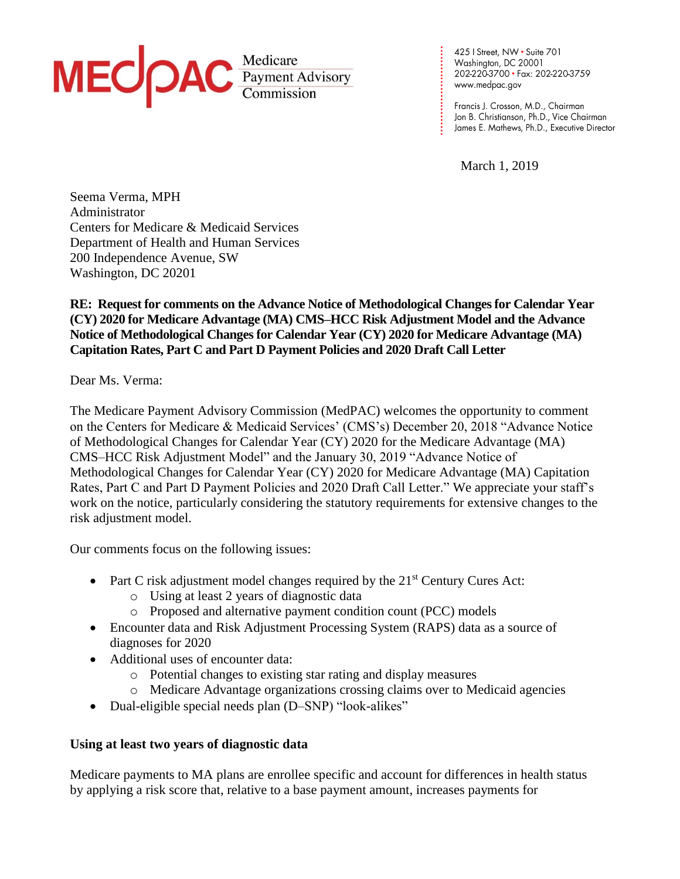**MEDPAC** Medicare Payment Advisory Commission

425 I Street, NW • Suite 701
Washington, DC 20001
202-220-3700 • Fax: 202-220-3759
www.medpac.gov

Francis J. Crosson, M.D., Chairman
Jon B. Christianson, Ph.D., Vice Chairman
James E. Mathews, Ph.D., Executive Director

March 1, 2019

Seema Verma, MPH
Administrator
Centers for Medicare & Medicaid Services
Department of Health and Human Services
200 Independence Avenue, SW
Washington, DC 20201

**RE: Request for comments on the Advance Notice of Methodological Changes for Calendar Year (CY) 2020 for Medicare Advantage (MA) CMS–HCC Risk Adjustment Model and the Advance Notice of Methodological Changes for Calendar Year (CY) 2020 for Medicare Advantage (MA) Capitation Rates, Part C and Part D Payment Policies and 2020 Draft Call Letter**

Dear Ms. Verma:

The Medicare Payment Advisory Commission (MedPAC) welcomes the opportunity to comment on the Centers for Medicare & Medicaid Services' (CMS's) December 20, 2018 "Advance Notice of Methodological Changes for Calendar Year (CY) 2020 for the Medicare Advantage (MA) CMS–HCC Risk Adjustment Model" and the January 30, 2019 "Advance Notice of Methodological Changes for Calendar Year (CY) 2020 for Medicare Advantage (MA) Capitation Rates, Part C and Part D Payment Policies and 2020 Draft Call Letter." We appreciate your staff's work on the notice, particularly considering the statutory requirements for extensive changes to the risk adjustment model.

Our comments focus on the following issues:

- Part C risk adjustment model changes required by the 21st Century Cures Act:
  - Using at least 2 years of diagnostic data
  - Proposed and alternative payment condition count (PCC) models
- Encounter data and Risk Adjustment Processing System (RAPS) data as a source of diagnoses for 2020
- Additional uses of encounter data:
  - Potential changes to existing star rating and display measures
  - Medicare Advantage organizations crossing claims over to Medicaid agencies
- Dual-eligible special needs plan (D–SNP) "look-alikes"

**Using at least two years of diagnostic data**

Medicare payments to MA plans are enrollee specific and account for differences in health status by applying a risk score that, relative to a base payment amount, increases payments for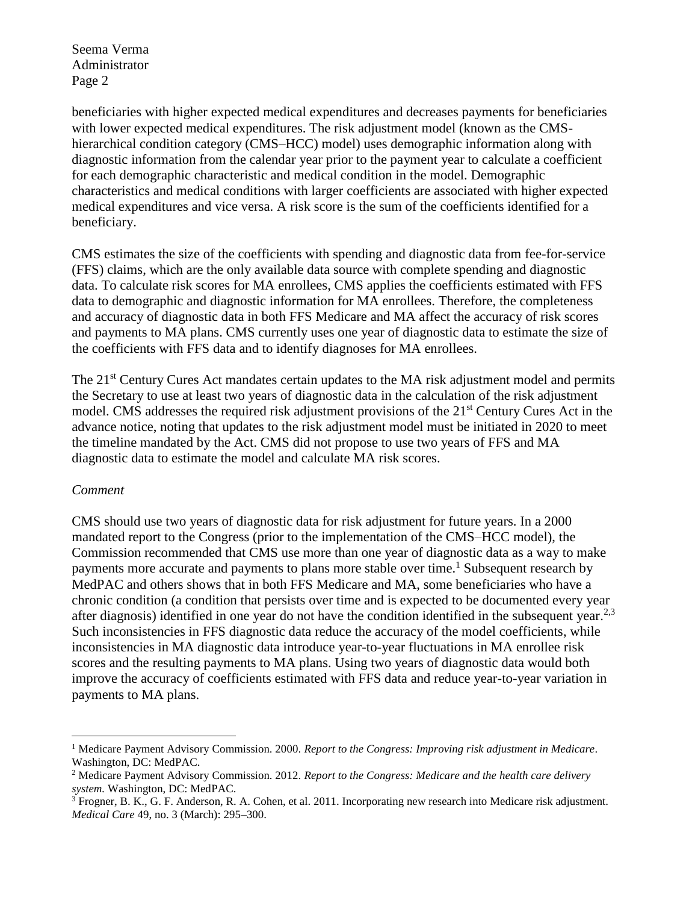beneficiaries with higher expected medical expenditures and decreases payments for beneficiaries with lower expected medical expenditures. The risk adjustment model (known as the CMS-hierarchical condition category (CMS–HCC) model) uses demographic information along with diagnostic information from the calendar year prior to the payment year to calculate a coefficient for each demographic characteristic and medical condition in the model. Demographic characteristics and medical conditions with larger coefficients are associated with higher expected medical expenditures and vice versa. A risk score is the sum of the coefficients identified for a beneficiary.

CMS estimates the size of the coefficients with spending and diagnostic data from fee-for-service (FFS) claims, which are the only available data source with complete spending and diagnostic data. To calculate risk scores for MA enrollees, CMS applies the coefficients estimated with FFS data to demographic and diagnostic information for MA enrollees. Therefore, the completeness and accuracy of diagnostic data in both FFS Medicare and MA affect the accuracy of risk scores and payments to MA plans. CMS currently uses one year of diagnostic data to estimate the size of the coefficients with FFS data and to identify diagnoses for MA enrollees.

The 21st Century Cures Act mandates certain updates to the MA risk adjustment model and permits the Secretary to use at least two years of diagnostic data in the calculation of the risk adjustment model. CMS addresses the required risk adjustment provisions of the 21st Century Cures Act in the advance notice, noting that updates to the risk adjustment model must be initiated in 2020 to meet the timeline mandated by the Act. CMS did not propose to use two years of FFS and MA diagnostic data to estimate the model and calculate MA risk scores.

*Comment*

CMS should use two years of diagnostic data for risk adjustment for future years. In a 2000 mandated report to the Congress (prior to the implementation of the CMS–HCC model), the Commission recommended that CMS use more than one year of diagnostic data as a way to make payments more accurate and payments to plans more stable over time.[1] Subsequent research by MedPAC and others shows that in both FFS Medicare and MA, some beneficiaries who have a chronic condition (a condition that persists over time and is expected to be documented every year after diagnosis) identified in one year do not have the condition identified in the subsequent year.[2,3] Such inconsistencies in FFS diagnostic data reduce the accuracy of the model coefficients, while inconsistencies in MA diagnostic data introduce year-to-year fluctuations in MA enrollee risk scores and the resulting payments to MA plans. Using two years of diagnostic data would both improve the accuracy of coefficients estimated with FFS data and reduce year-to-year variation in payments to MA plans.

---

[1] Medicare Payment Advisory Commission. 2000. *Report to the Congress: Improving risk adjustment in Medicare*. Washington, DC: MedPAC.

[2] Medicare Payment Advisory Commission. 2012. *Report to the Congress: Medicare and the health care delivery system.* Washington, DC: MedPAC.

[3] Frogner, B. K., G. F. Anderson, R. A. Cohen, et al. 2011. Incorporating new research into Medicare risk adjustment. *Medical Care* 49, no. 3 (March): 295–300.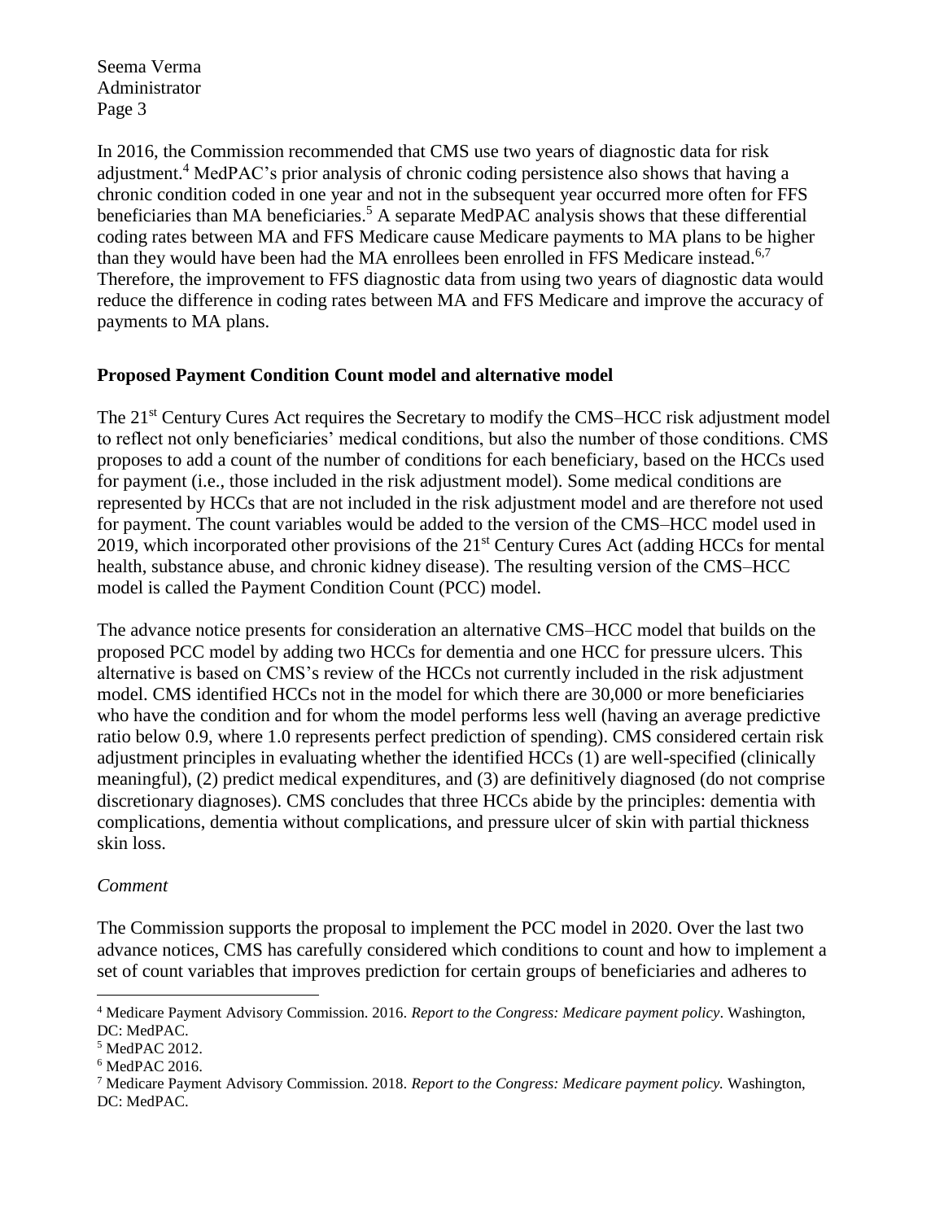In 2016, the Commission recommended that CMS use two years of diagnostic data for risk adjustment.[4] MedPAC's prior analysis of chronic coding persistence also shows that having a chronic condition coded in one year and not in the subsequent year occurred more often for FFS beneficiaries than MA beneficiaries.[5] A separate MedPAC analysis shows that these differential coding rates between MA and FFS Medicare cause Medicare payments to MA plans to be higher than they would have been had the MA enrollees been enrolled in FFS Medicare instead.[6,7] Therefore, the improvement to FFS diagnostic data from using two years of diagnostic data would reduce the difference in coding rates between MA and FFS Medicare and improve the accuracy of payments to MA plans.

**Proposed Payment Condition Count model and alternative model**

The 21st Century Cures Act requires the Secretary to modify the CMS–HCC risk adjustment model to reflect not only beneficiaries' medical conditions, but also the number of those conditions. CMS proposes to add a count of the number of conditions for each beneficiary, based on the HCCs used for payment (i.e., those included in the risk adjustment model). Some medical conditions are represented by HCCs that are not included in the risk adjustment model and are therefore not used for payment. The count variables would be added to the version of the CMS–HCC model used in 2019, which incorporated other provisions of the 21st Century Cures Act (adding HCCs for mental health, substance abuse, and chronic kidney disease). The resulting version of the CMS–HCC model is called the Payment Condition Count (PCC) model.

The advance notice presents for consideration an alternative CMS–HCC model that builds on the proposed PCC model by adding two HCCs for dementia and one HCC for pressure ulcers. This alternative is based on CMS's review of the HCCs not currently included in the risk adjustment model. CMS identified HCCs not in the model for which there are 30,000 or more beneficiaries who have the condition and for whom the model performs less well (having an average predictive ratio below 0.9, where 1.0 represents perfect prediction of spending). CMS considered certain risk adjustment principles in evaluating whether the identified HCCs (1) are well-specified (clinically meaningful), (2) predict medical expenditures, and (3) are definitively diagnosed (do not comprise discretionary diagnoses). CMS concludes that three HCCs abide by the principles: dementia with complications, dementia without complications, and pressure ulcer of skin with partial thickness skin loss.

*Comment*

The Commission supports the proposal to implement the PCC model in 2020. Over the last two advance notices, CMS has carefully considered which conditions to count and how to implement a set of count variables that improves prediction for certain groups of beneficiaries and adheres to

---

[4] Medicare Payment Advisory Commission. 2016. *Report to the Congress: Medicare payment policy*. Washington, DC: MedPAC.

[5] MedPAC 2012.

[6] MedPAC 2016.

[7] Medicare Payment Advisory Commission. 2018. *Report to the Congress: Medicare payment policy.* Washington, DC: MedPAC.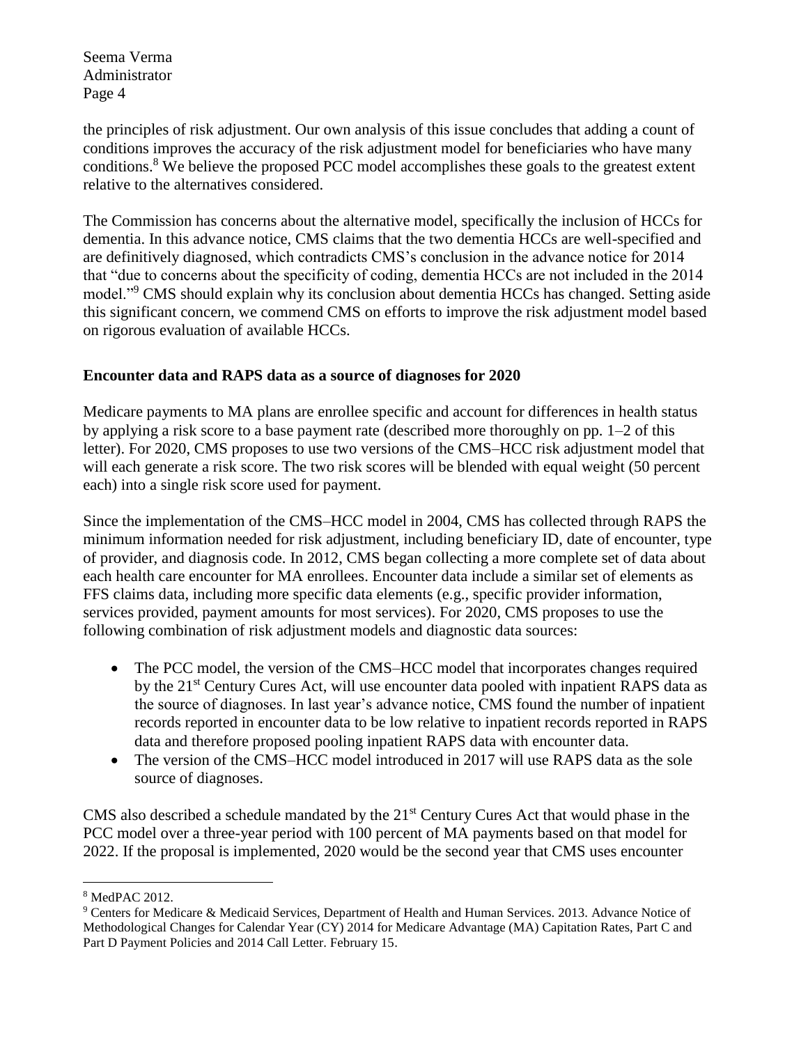the principles of risk adjustment. Our own analysis of this issue concludes that adding a count of conditions improves the accuracy of the risk adjustment model for beneficiaries who have many conditions.[8] We believe the proposed PCC model accomplishes these goals to the greatest extent relative to the alternatives considered.

The Commission has concerns about the alternative model, specifically the inclusion of HCCs for dementia. In this advance notice, CMS claims that the two dementia HCCs are well-specified and are definitively diagnosed, which contradicts CMS's conclusion in the advance notice for 2014 that "due to concerns about the specificity of coding, dementia HCCs are not included in the 2014 model."[9] CMS should explain why its conclusion about dementia HCCs has changed. Setting aside this significant concern, we commend CMS on efforts to improve the risk adjustment model based on rigorous evaluation of available HCCs.

**Encounter data and RAPS data as a source of diagnoses for 2020**

Medicare payments to MA plans are enrollee specific and account for differences in health status by applying a risk score to a base payment rate (described more thoroughly on pp. 1–2 of this letter). For 2020, CMS proposes to use two versions of the CMS–HCC risk adjustment model that will each generate a risk score. The two risk scores will be blended with equal weight (50 percent each) into a single risk score used for payment.

Since the implementation of the CMS–HCC model in 2004, CMS has collected through RAPS the minimum information needed for risk adjustment, including beneficiary ID, date of encounter, type of provider, and diagnosis code. In 2012, CMS began collecting a more complete set of data about each health care encounter for MA enrollees. Encounter data include a similar set of elements as FFS claims data, including more specific data elements (e.g., specific provider information, services provided, payment amounts for most services). For 2020, CMS proposes to use the following combination of risk adjustment models and diagnostic data sources:

- The PCC model, the version of the CMS–HCC model that incorporates changes required by the 21st Century Cures Act, will use encounter data pooled with inpatient RAPS data as the source of diagnoses. In last year's advance notice, CMS found the number of inpatient records reported in encounter data to be low relative to inpatient records reported in RAPS data and therefore proposed pooling inpatient RAPS data with encounter data.
- The version of the CMS–HCC model introduced in 2017 will use RAPS data as the sole source of diagnoses.

CMS also described a schedule mandated by the 21st Century Cures Act that would phase in the PCC model over a three-year period with 100 percent of MA payments based on that model for 2022. If the proposal is implemented, 2020 would be the second year that CMS uses encounter

---

[8] MedPAC 2012.

[9] Centers for Medicare & Medicaid Services, Department of Health and Human Services. 2013. Advance Notice of Methodological Changes for Calendar Year (CY) 2014 for Medicare Advantage (MA) Capitation Rates, Part C and Part D Payment Policies and 2014 Call Letter. February 15.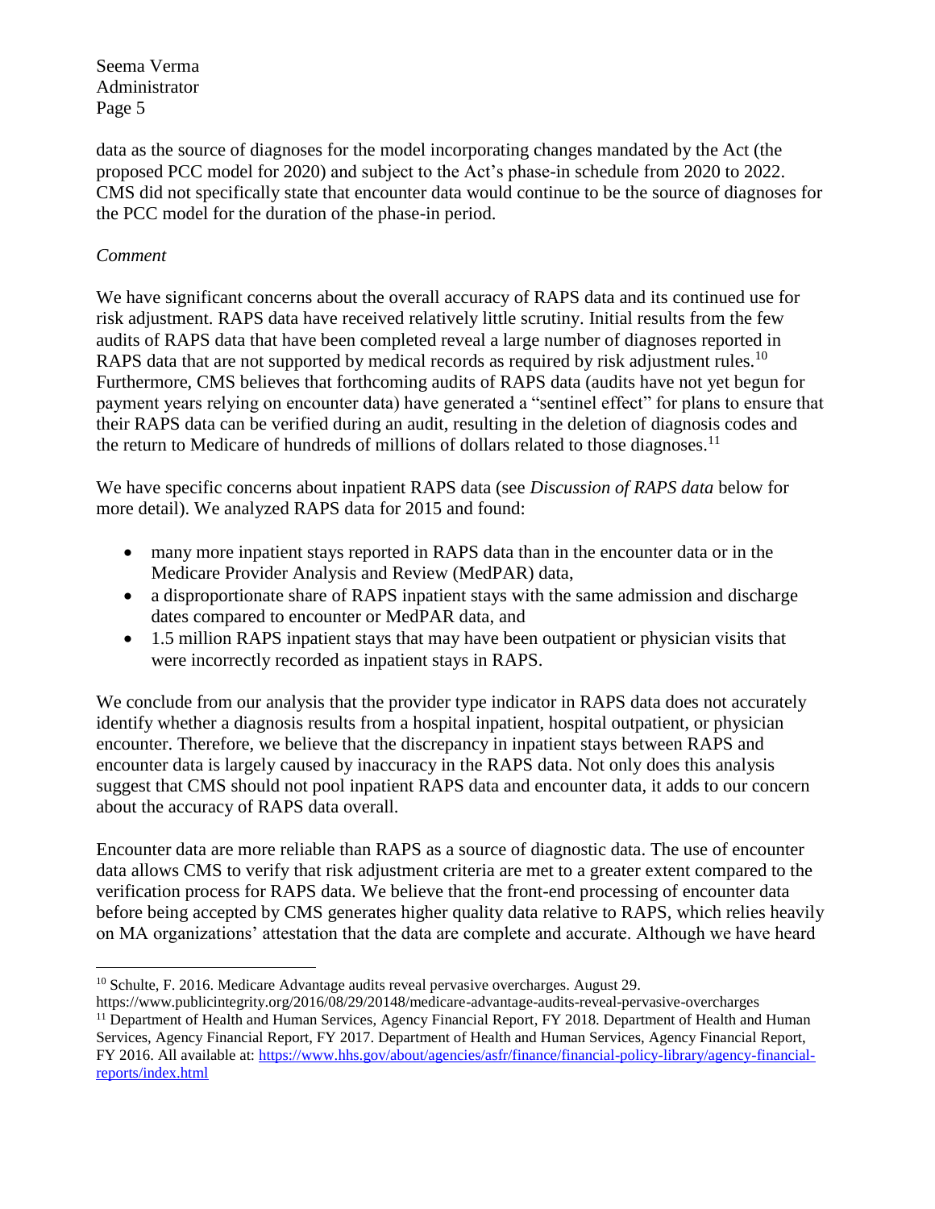data as the source of diagnoses for the model incorporating changes mandated by the Act (the proposed PCC model for 2020) and subject to the Act's phase-in schedule from 2020 to 2022. CMS did not specifically state that encounter data would continue to be the source of diagnoses for the PCC model for the duration of the phase-in period.

*Comment*

We have significant concerns about the overall accuracy of RAPS data and its continued use for risk adjustment. RAPS data have received relatively little scrutiny. Initial results from the few audits of RAPS data that have been completed reveal a large number of diagnoses reported in RAPS data that are not supported by medical records as required by risk adjustment rules.[10] Furthermore, CMS believes that forthcoming audits of RAPS data (audits have not yet begun for payment years relying on encounter data) have generated a "sentinel effect" for plans to ensure that their RAPS data can be verified during an audit, resulting in the deletion of diagnosis codes and the return to Medicare of hundreds of millions of dollars related to those diagnoses.[11]

We have specific concerns about inpatient RAPS data (see *Discussion of RAPS data* below for more detail). We analyzed RAPS data for 2015 and found:

- many more inpatient stays reported in RAPS data than in the encounter data or in the Medicare Provider Analysis and Review (MedPAR) data,
- a disproportionate share of RAPS inpatient stays with the same admission and discharge dates compared to encounter or MedPAR data, and
- 1.5 million RAPS inpatient stays that may have been outpatient or physician visits that were incorrectly recorded as inpatient stays in RAPS.

We conclude from our analysis that the provider type indicator in RAPS data does not accurately identify whether a diagnosis results from a hospital inpatient, hospital outpatient, or physician encounter. Therefore, we believe that the discrepancy in inpatient stays between RAPS and encounter data is largely caused by inaccuracy in the RAPS data. Not only does this analysis suggest that CMS should not pool inpatient RAPS data and encounter data, it adds to our concern about the accuracy of RAPS data overall.

Encounter data are more reliable than RAPS as a source of diagnostic data. The use of encounter data allows CMS to verify that risk adjustment criteria are met to a greater extent compared to the verification process for RAPS data. We believe that the front-end processing of encounter data before being accepted by CMS generates higher quality data relative to RAPS, which relies heavily on MA organizations' attestation that the data are complete and accurate. Although we have heard

---

[10] Schulte, F. 2016. Medicare Advantage audits reveal pervasive overcharges. August 29. https://www.publicintegrity.org/2016/08/29/20148/medicare-advantage-audits-reveal-pervasive-overcharges

[11] Department of Health and Human Services, Agency Financial Report, FY 2018. Department of Health and Human Services, Agency Financial Report, FY 2017. Department of Health and Human Services, Agency Financial Report, FY 2016. All available at: https://www.hhs.gov/about/agencies/asfr/finance/financial-policy-library/agency-financial-reports/index.html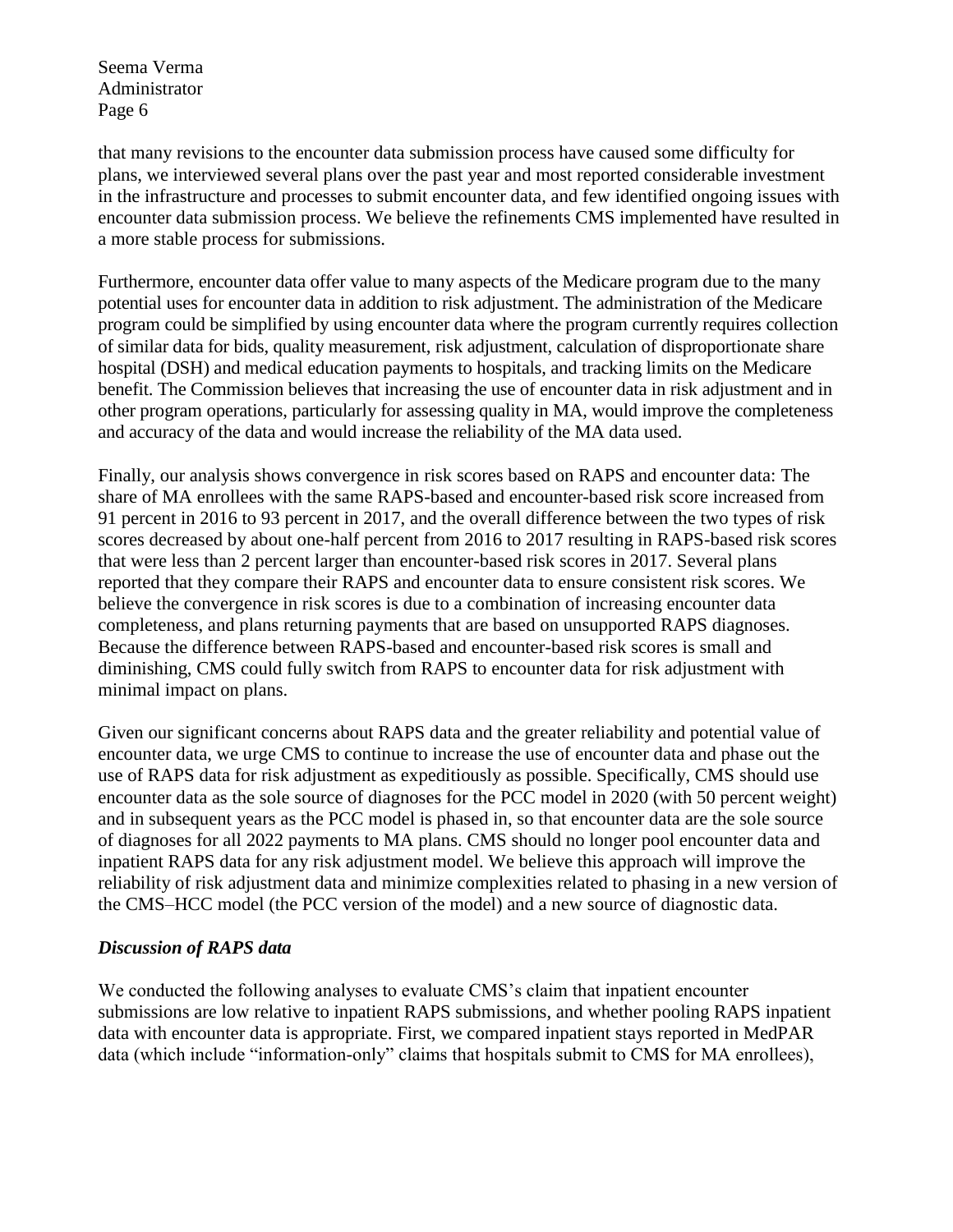that many revisions to the encounter data submission process have caused some difficulty for plans, we interviewed several plans over the past year and most reported considerable investment in the infrastructure and processes to submit encounter data, and few identified ongoing issues with encounter data submission process. We believe the refinements CMS implemented have resulted in a more stable process for submissions.

Furthermore, encounter data offer value to many aspects of the Medicare program due to the many potential uses for encounter data in addition to risk adjustment. The administration of the Medicare program could be simplified by using encounter data where the program currently requires collection of similar data for bids, quality measurement, risk adjustment, calculation of disproportionate share hospital (DSH) and medical education payments to hospitals, and tracking limits on the Medicare benefit. The Commission believes that increasing the use of encounter data in risk adjustment and in other program operations, particularly for assessing quality in MA, would improve the completeness and accuracy of the data and would increase the reliability of the MA data used.

Finally, our analysis shows convergence in risk scores based on RAPS and encounter data: The share of MA enrollees with the same RAPS-based and encounter-based risk score increased from 91 percent in 2016 to 93 percent in 2017, and the overall difference between the two types of risk scores decreased by about one-half percent from 2016 to 2017 resulting in RAPS-based risk scores that were less than 2 percent larger than encounter-based risk scores in 2017. Several plans reported that they compare their RAPS and encounter data to ensure consistent risk scores. We believe the convergence in risk scores is due to a combination of increasing encounter data completeness, and plans returning payments that are based on unsupported RAPS diagnoses. Because the difference between RAPS-based and encounter-based risk scores is small and diminishing, CMS could fully switch from RAPS to encounter data for risk adjustment with minimal impact on plans.

Given our significant concerns about RAPS data and the greater reliability and potential value of encounter data, we urge CMS to continue to increase the use of encounter data and phase out the use of RAPS data for risk adjustment as expeditiously as possible. Specifically, CMS should use encounter data as the sole source of diagnoses for the PCC model in 2020 (with 50 percent weight) and in subsequent years as the PCC model is phased in, so that encounter data are the sole source of diagnoses for all 2022 payments to MA plans. CMS should no longer pool encounter data and inpatient RAPS data for any risk adjustment model. We believe this approach will improve the reliability of risk adjustment data and minimize complexities related to phasing in a new version of the CMS–HCC model (the PCC version of the model) and a new source of diagnostic data.

***Discussion of RAPS data***

We conducted the following analyses to evaluate CMS's claim that inpatient encounter submissions are low relative to inpatient RAPS submissions, and whether pooling RAPS inpatient data with encounter data is appropriate. First, we compared inpatient stays reported in MedPAR data (which include "information-only" claims that hospitals submit to CMS for MA enrollees),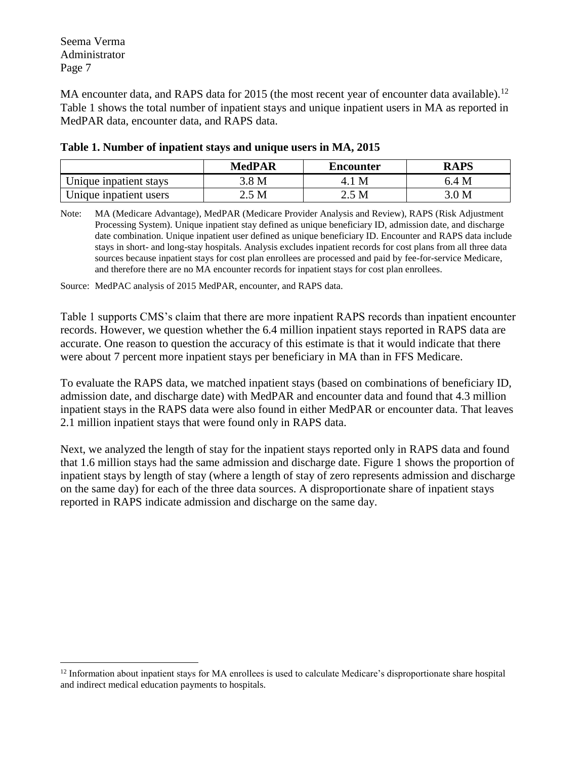MA encounter data, and RAPS data for 2015 (the most recent year of encounter data available).[12] Table 1 shows the total number of inpatient stays and unique inpatient users in MA as reported in MedPAR data, encounter data, and RAPS data.

**Table 1. Number of inpatient stays and unique users in MA, 2015**

| | MedPAR | Encounter | RAPS |
|---|---|---|---|
| Unique inpatient stays | 3.8 M | 4.1 M | 6.4 M |
| Unique inpatient users | 2.5 M | 2.5 M | 3.0 M |

Note: MA (Medicare Advantage), MedPAR (Medicare Provider Analysis and Review), RAPS (Risk Adjustment Processing System). Unique inpatient stay defined as unique beneficiary ID, admission date, and discharge date combination. Unique inpatient user defined as unique beneficiary ID. Encounter and RAPS data include stays in short- and long-stay hospitals. Analysis excludes inpatient records for cost plans from all three data sources because inpatient stays for cost plan enrollees are processed and paid by fee-for-service Medicare, and therefore there are no MA encounter records for inpatient stays for cost plan enrollees.

Source: MedPAC analysis of 2015 MedPAR, encounter, and RAPS data.

Table 1 supports CMS's claim that there are more inpatient RAPS records than inpatient encounter records. However, we question whether the 6.4 million inpatient stays reported in RAPS data are accurate. One reason to question the accuracy of this estimate is that it would indicate that there were about 7 percent more inpatient stays per beneficiary in MA than in FFS Medicare.

To evaluate the RAPS data, we matched inpatient stays (based on combinations of beneficiary ID, admission date, and discharge date) with MedPAR and encounter data and found that 4.3 million inpatient stays in the RAPS data were also found in either MedPAR or encounter data. That leaves 2.1 million inpatient stays that were found only in RAPS data.

Next, we analyzed the length of stay for the inpatient stays reported only in RAPS data and found that 1.6 million stays had the same admission and discharge date. Figure 1 shows the proportion of inpatient stays by length of stay (where a length of stay of zero represents admission and discharge on the same day) for each of the three data sources. A disproportionate share of inpatient stays reported in RAPS indicate admission and discharge on the same day.

[12] Information about inpatient stays for MA enrollees is used to calculate Medicare's disproportionate share hospital and indirect medical education payments to hospitals.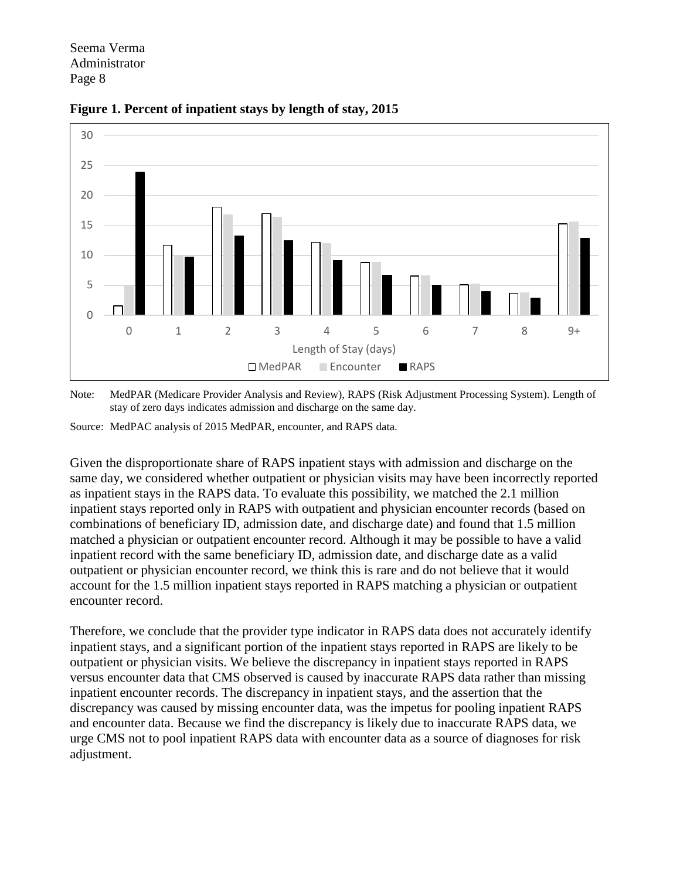**Figure 1. Percent of inpatient stays by length of stay, 2015**

Note: MedPAR (Medicare Provider Analysis and Review), RAPS (Risk Adjustment Processing System). Length of stay of zero days indicates admission and discharge on the same day.

Source: MedPAC analysis of 2015 MedPAR, encounter, and RAPS data.

Given the disproportionate share of RAPS inpatient stays with admission and discharge on the same day, we considered whether outpatient or physician visits may have been incorrectly reported as inpatient stays in the RAPS data. To evaluate this possibility, we matched the 2.1 million inpatient stays reported only in RAPS with outpatient and physician encounter records (based on combinations of beneficiary ID, admission date, and discharge date) and found that 1.5 million matched a physician or outpatient encounter record. Although it may be possible to have a valid inpatient record with the same beneficiary ID, admission date, and discharge date as a valid outpatient or physician encounter record, we think this is rare and do not believe that it would account for the 1.5 million inpatient stays reported in RAPS matching a physician or outpatient encounter record.

Therefore, we conclude that the provider type indicator in RAPS data does not accurately identify inpatient stays, and a significant portion of the inpatient stays reported in RAPS are likely to be outpatient or physician visits. We believe the discrepancy in inpatient stays reported in RAPS versus encounter data that CMS observed is caused by inaccurate RAPS data rather than missing inpatient encounter records. The discrepancy in inpatient stays, and the assertion that the discrepancy was caused by missing encounter data, was the impetus for pooling inpatient RAPS and encounter data. Because we find the discrepancy is likely due to inaccurate RAPS data, we urge CMS not to pool inpatient RAPS data with encounter data as a source of diagnoses for risk adjustment.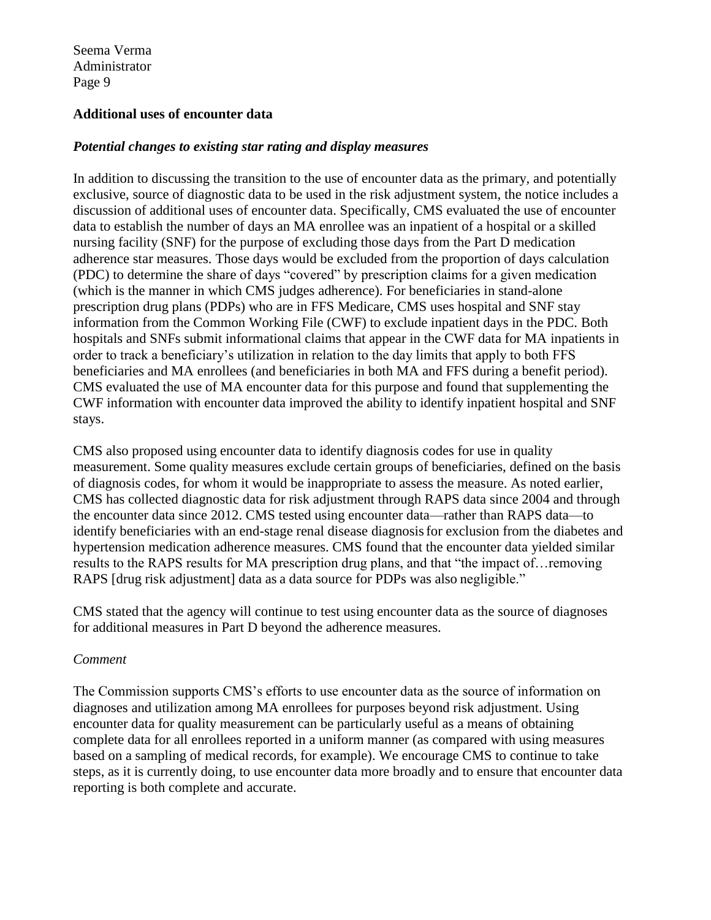### Additional uses of encounter data

#### *Potential changes to existing star rating and display measures*

In addition to discussing the transition to the use of encounter data as the primary, and potentially exclusive, source of diagnostic data to be used in the risk adjustment system, the notice includes a discussion of additional uses of encounter data. Specifically, CMS evaluated the use of encounter data to establish the number of days an MA enrollee was an inpatient of a hospital or a skilled nursing facility (SNF) for the purpose of excluding those days from the Part D medication adherence star measures. Those days would be excluded from the proportion of days calculation (PDC) to determine the share of days "covered" by prescription claims for a given medication (which is the manner in which CMS judges adherence). For beneficiaries in stand-alone prescription drug plans (PDPs) who are in FFS Medicare, CMS uses hospital and SNF stay information from the Common Working File (CWF) to exclude inpatient days in the PDC. Both hospitals and SNFs submit informational claims that appear in the CWF data for MA inpatients in order to track a beneficiary's utilization in relation to the day limits that apply to both FFS beneficiaries and MA enrollees (and beneficiaries in both MA and FFS during a benefit period). CMS evaluated the use of MA encounter data for this purpose and found that supplementing the CWF information with encounter data improved the ability to identify inpatient hospital and SNF stays.

CMS also proposed using encounter data to identify diagnosis codes for use in quality measurement. Some quality measures exclude certain groups of beneficiaries, defined on the basis of diagnosis codes, for whom it would be inappropriate to assess the measure. As noted earlier, CMS has collected diagnostic data for risk adjustment through RAPS data since 2004 and through the encounter data since 2012. CMS tested using encounter data—rather than RAPS data—to identify beneficiaries with an end-stage renal disease diagnosis for exclusion from the diabetes and hypertension medication adherence measures. CMS found that the encounter data yielded similar results to the RAPS results for MA prescription drug plans, and that "the impact of…removing RAPS [drug risk adjustment] data as a data source for PDPs was also negligible."

CMS stated that the agency will continue to test using encounter data as the source of diagnoses for additional measures in Part D beyond the adherence measures.

*Comment*

The Commission supports CMS's efforts to use encounter data as the source of information on diagnoses and utilization among MA enrollees for purposes beyond risk adjustment. Using encounter data for quality measurement can be particularly useful as a means of obtaining complete data for all enrollees reported in a uniform manner (as compared with using measures based on a sampling of medical records, for example). We encourage CMS to continue to take steps, as it is currently doing, to use encounter data more broadly and to ensure that encounter data reporting is both complete and accurate.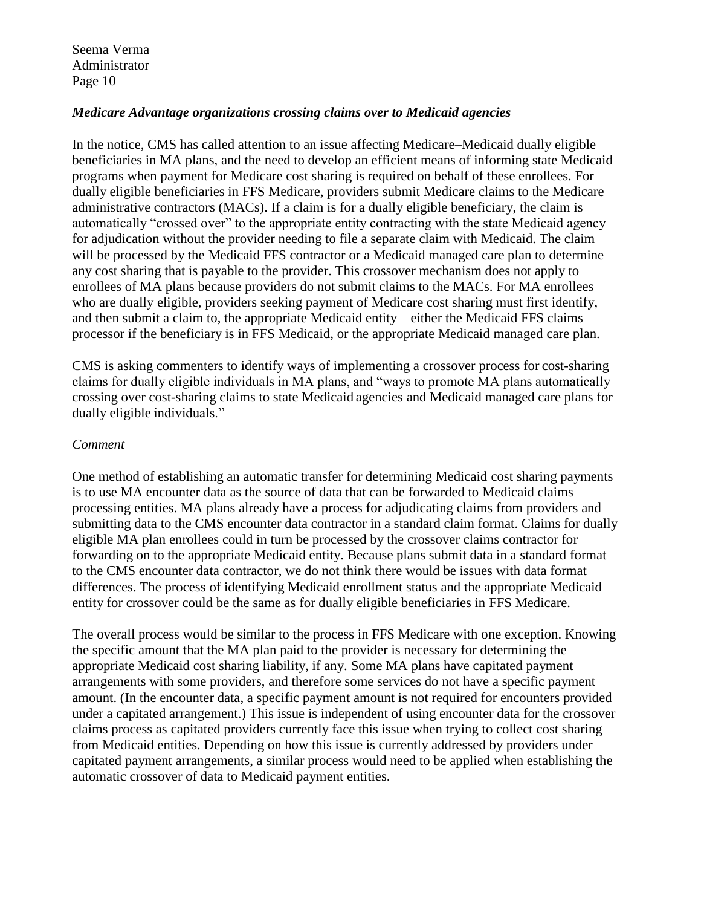### *Medicare Advantage organizations crossing claims over to Medicaid agencies*

In the notice, CMS has called attention to an issue affecting Medicare–Medicaid dually eligible beneficiaries in MA plans, and the need to develop an efficient means of informing state Medicaid programs when payment for Medicare cost sharing is required on behalf of these enrollees. For dually eligible beneficiaries in FFS Medicare, providers submit Medicare claims to the Medicare administrative contractors (MACs). If a claim is for a dually eligible beneficiary, the claim is automatically "crossed over" to the appropriate entity contracting with the state Medicaid agency for adjudication without the provider needing to file a separate claim with Medicaid. The claim will be processed by the Medicaid FFS contractor or a Medicaid managed care plan to determine any cost sharing that is payable to the provider. This crossover mechanism does not apply to enrollees of MA plans because providers do not submit claims to the MACs. For MA enrollees who are dually eligible, providers seeking payment of Medicare cost sharing must first identify, and then submit a claim to, the appropriate Medicaid entity—either the Medicaid FFS claims processor if the beneficiary is in FFS Medicaid, or the appropriate Medicaid managed care plan.

CMS is asking commenters to identify ways of implementing a crossover process for cost-sharing claims for dually eligible individuals in MA plans, and "ways to promote MA plans automatically crossing over cost-sharing claims to state Medicaid agencies and Medicaid managed care plans for dually eligible individuals."

*Comment*

One method of establishing an automatic transfer for determining Medicaid cost sharing payments is to use MA encounter data as the source of data that can be forwarded to Medicaid claims processing entities. MA plans already have a process for adjudicating claims from providers and submitting data to the CMS encounter data contractor in a standard claim format. Claims for dually eligible MA plan enrollees could in turn be processed by the crossover claims contractor for forwarding on to the appropriate Medicaid entity. Because plans submit data in a standard format to the CMS encounter data contractor, we do not think there would be issues with data format differences. The process of identifying Medicaid enrollment status and the appropriate Medicaid entity for crossover could be the same as for dually eligible beneficiaries in FFS Medicare.

The overall process would be similar to the process in FFS Medicare with one exception. Knowing the specific amount that the MA plan paid to the provider is necessary for determining the appropriate Medicaid cost sharing liability, if any. Some MA plans have capitated payment arrangements with some providers, and therefore some services do not have a specific payment amount. (In the encounter data, a specific payment amount is not required for encounters provided under a capitated arrangement.) This issue is independent of using encounter data for the crossover claims process as capitated providers currently face this issue when trying to collect cost sharing from Medicaid entities. Depending on how this issue is currently addressed by providers under capitated payment arrangements, a similar process would need to be applied when establishing the automatic crossover of data to Medicaid payment entities.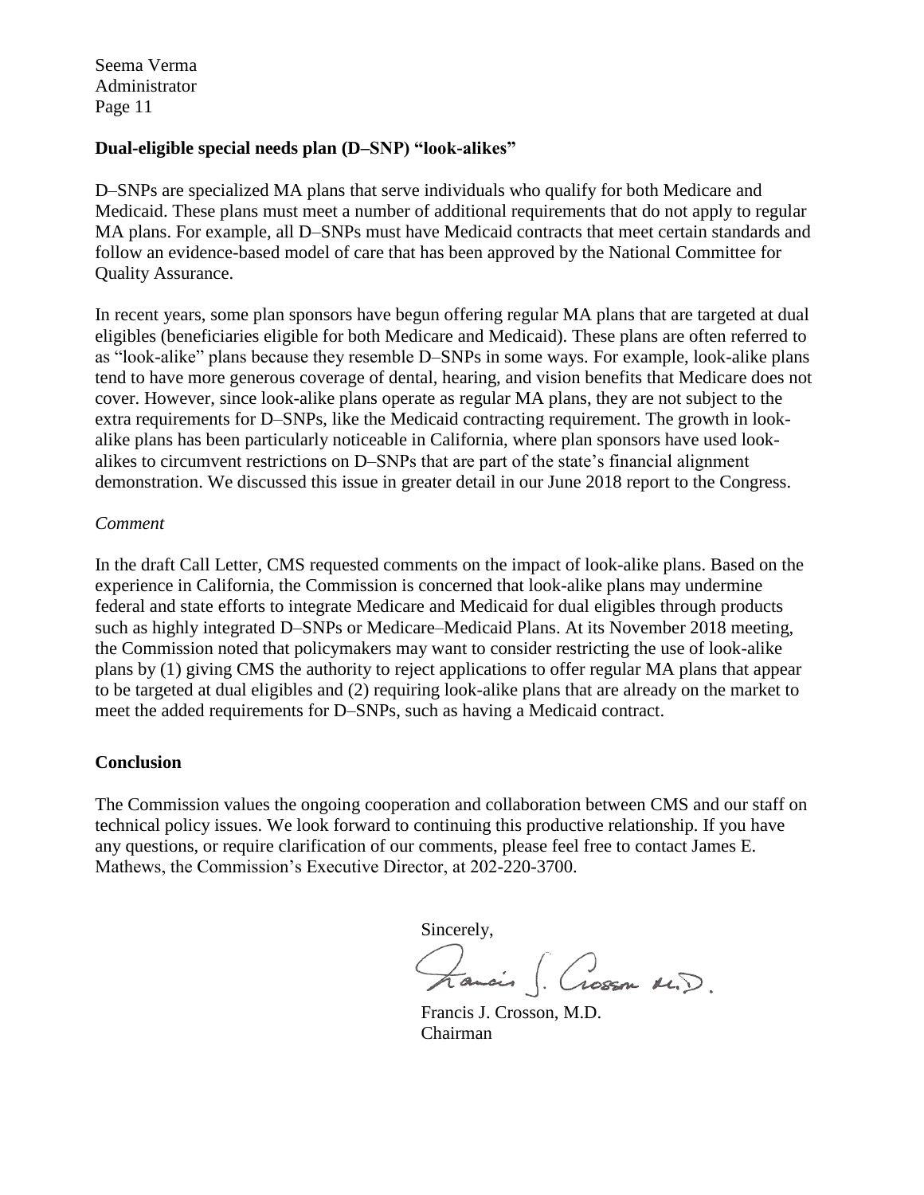## Dual-eligible special needs plan (D–SNP) "look-alikes"

D–SNPs are specialized MA plans that serve individuals who qualify for both Medicare and Medicaid. These plans must meet a number of additional requirements that do not apply to regular MA plans. For example, all D–SNPs must have Medicaid contracts that meet certain standards and follow an evidence-based model of care that has been approved by the National Committee for Quality Assurance.

In recent years, some plan sponsors have begun offering regular MA plans that are targeted at dual eligibles (beneficiaries eligible for both Medicare and Medicaid). These plans are often referred to as "look-alike" plans because they resemble D–SNPs in some ways. For example, look-alike plans tend to have more generous coverage of dental, hearing, and vision benefits that Medicare does not cover. However, since look-alike plans operate as regular MA plans, they are not subject to the extra requirements for D–SNPs, like the Medicaid contracting requirement. The growth in look-alike plans has been particularly noticeable in California, where plan sponsors have used look-alikes to circumvent restrictions on D–SNPs that are part of the state's financial alignment demonstration. We discussed this issue in greater detail in our June 2018 report to the Congress.

*Comment*

In the draft Call Letter, CMS requested comments on the impact of look-alike plans. Based on the experience in California, the Commission is concerned that look-alike plans may undermine federal and state efforts to integrate Medicare and Medicaid for dual eligibles through products such as highly integrated D–SNPs or Medicare–Medicaid Plans. At its November 2018 meeting, the Commission noted that policymakers may want to consider restricting the use of look-alike plans by (1) giving CMS the authority to reject applications to offer regular MA plans that appear to be targeted at dual eligibles and (2) requiring look-alike plans that are already on the market to meet the added requirements for D–SNPs, such as having a Medicaid contract.

## Conclusion

The Commission values the ongoing cooperation and collaboration between CMS and our staff on technical policy issues. We look forward to continuing this productive relationship. If you have any questions, or require clarification of our comments, please feel free to contact James E. Mathews, the Commission's Executive Director, at 202-220-3700.

Sincerely,

Francis J. Crosson M.D.

Francis J. Crosson, M.D.
Chairman